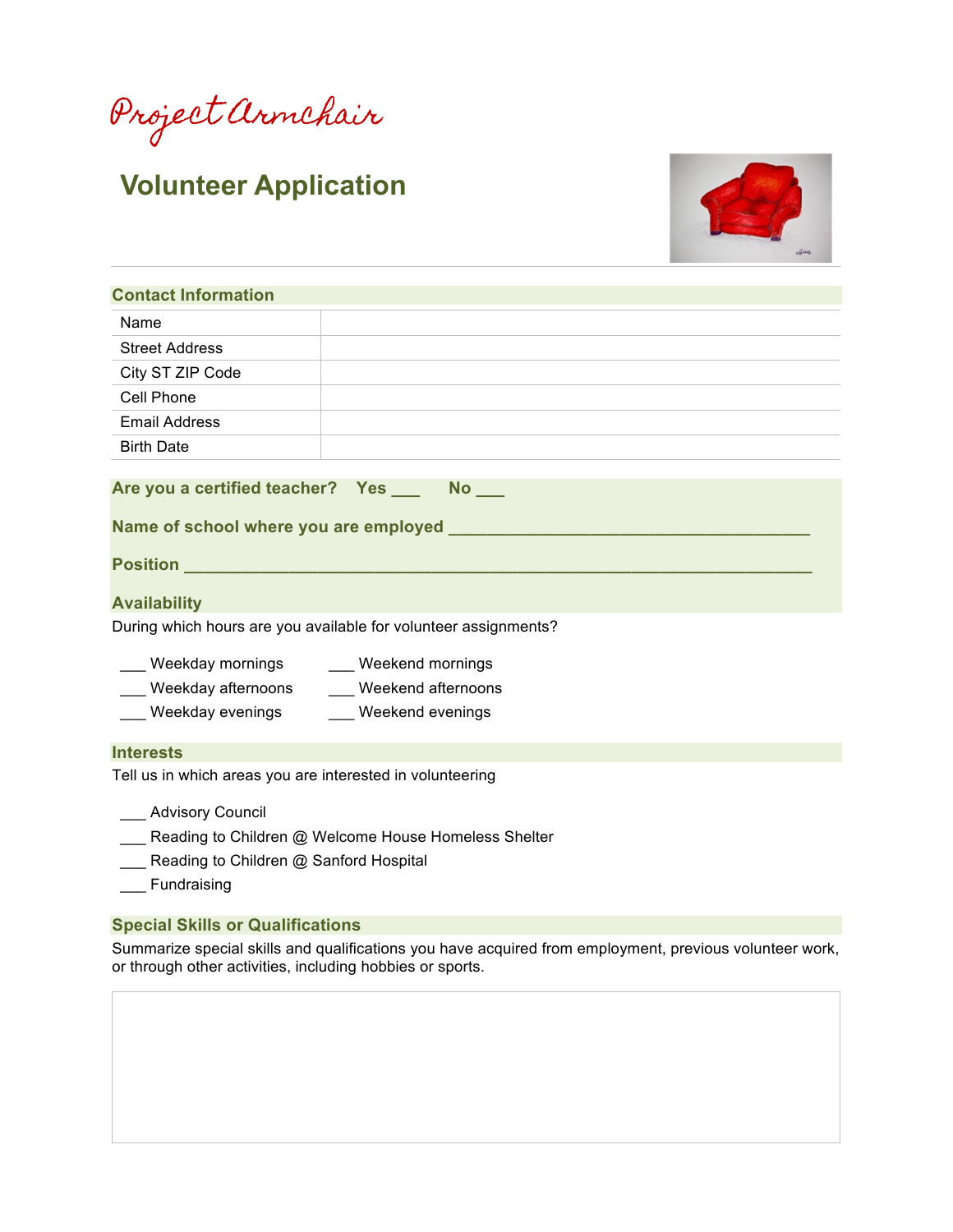# Project Armchair

## Volunteer Application

### Contact Information

| Name | |
|---|---|
| Street Address | |
| City ST ZIP Code | |
| Cell Phone | |
| Email Address | |
| Birth Date | |

**Are you a certified teacher?   Yes ___   No ___**

**Name of school where you are employed ______________________________________**

**Position _________________________________________________________________**

### Availability

During which hours are you available for volunteer assignments?

___ Weekday mornings
___ Weekday afternoons
___ Weekday evenings
___ Weekend mornings
___ Weekend afternoons
___ Weekend evenings

### Interests

Tell us in which areas you are interested in volunteering

___ Advisory Council
___ Reading to Children @ Welcome House Homeless Shelter
___ Reading to Children @ Sanford Hospital
___ Fundraising

### Special Skills or Qualifications

Summarize special skills and qualifications you have acquired from employment, previous volunteer work, or through other activities, including hobbies or sports.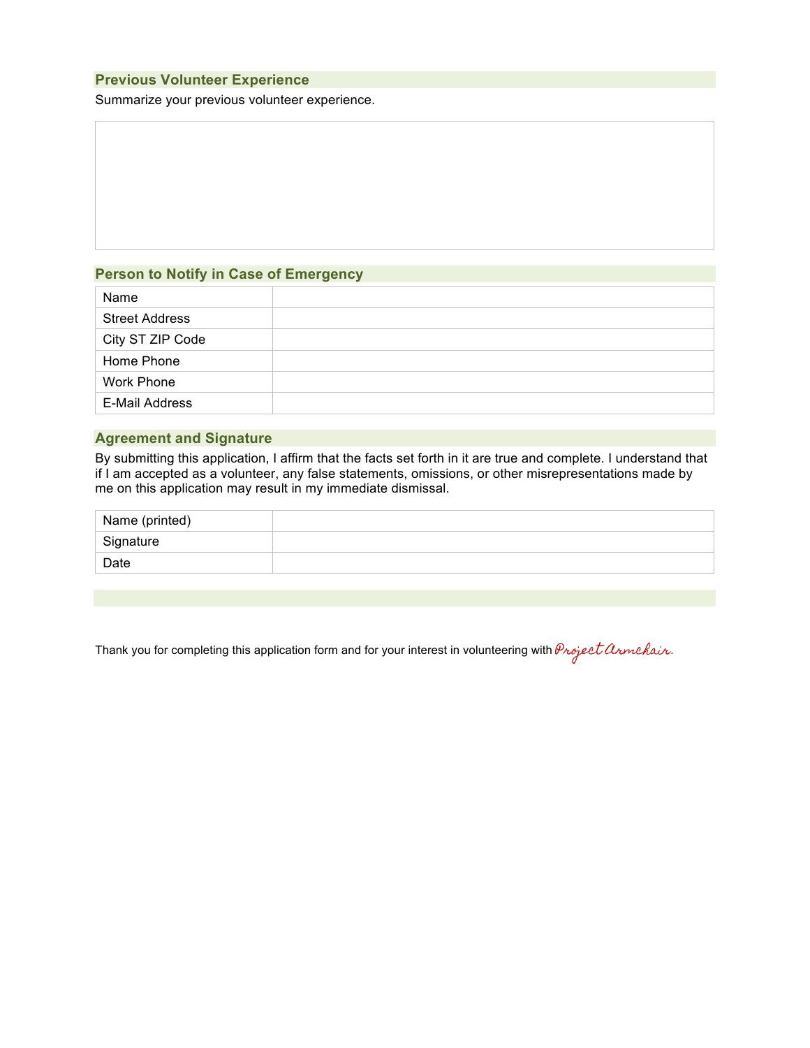## Previous Volunteer Experience

Summarize your previous volunteer experience.

## Person to Notify in Case of Emergency

| | |
|---|---|
| Name | |
| Street Address | |
| City ST ZIP Code | |
| Home Phone | |
| Work Phone | |
| E-Mail Address | |

## Agreement and Signature

By submitting this application, I affirm that the facts set forth in it are true and complete. I understand that if I am accepted as a volunteer, any false statements, omissions, or other misrepresentations made by me on this application may result in my immediate dismissal.

| | |
|---|---|
| Name (printed) | |
| Signature | |
| Date | |

Thank you for completing this application form and for your interest in volunteering with *Project Armchair.*